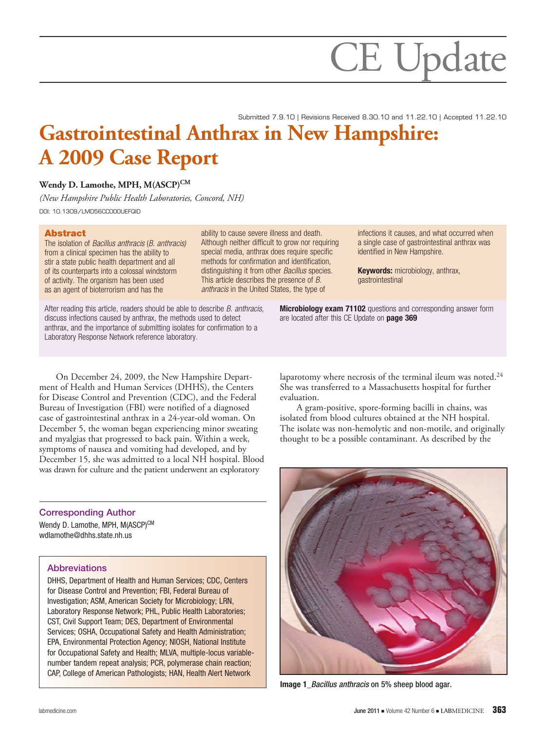# CE Update

Submitted 7.9.10 | Revisions Received 8.30.10 and 11.22.10 | Accepted 11.22.10

# Gastrointestinal Anthrax in New Hampshire: A 2009 Case Report

**Wendy D. Lamothe, MPH, M(ASCP)[CM]**

*(New Hampshire Public Health Laboratories, Concord, NH)*

DOI: 10.1309/LMD56CC000UEFQID

## Abstract

The isolation of *Bacillus anthracis* (*B. anthracis*) from a clinical specimen has the ability to stir a state public health department and all of its counterparts into a colossal windstorm of activity. The organism has been used as an agent of bioterrorism and has the ability to cause severe illness and death. Although neither difficult to grow nor requiring special media, anthrax does require specific methods for confirmation and identification, distinguishing it from other *Bacillus* species. This article describes the presence of *B. anthracis* in the United States, the type of infections it causes, and what occurred when a single case of gastrointestinal anthrax was identified in New Hampshire.

**Keywords:** microbiology, anthrax, gastrointestinal

After reading this article, readers should be able to describe *B. anthracis*, discuss infections caused by anthrax, the methods used to detect anthrax, and the importance of submitting isolates for confirmation to a Laboratory Response Network reference laboratory.

**Microbiology exam 71102** questions and corresponding answer form are located after this CE Update on **page 369**

On December 24, 2009, the New Hampshire Department of Health and Human Services (DHHS), the Centers for Disease Control and Prevention (CDC), and the Federal Bureau of Investigation (FBI) were notified of a diagnosed case of gastrointestinal anthrax in a 24-year-old woman. On December 5, the woman began experiencing minor sweating and myalgias that progressed to back pain. Within a week, symptoms of nausea and vomiting had developed, and by December 15, she was admitted to a local NH hospital. Blood was drawn for culture and the patient underwent an exploratory laparotomy where necrosis of the terminal ileum was noted.[24] She was transferred to a Massachusetts hospital for further evaluation.

A gram-positive, spore-forming bacilli in chains, was isolated from blood cultures obtained at the NH hospital. The isolate was non-hemolytic and non-motile, and originally thought to be a possible contaminant. As described by the

### Corresponding Author

Wendy D. Lamothe, MPH, M(ASCP)[CM]
wdlamothe@dhhs.state.nh.us

### Abbreviations

DHHS, Department of Health and Human Services; CDC, Centers for Disease Control and Prevention; FBI, Federal Bureau of Investigation; ASM, American Society for Microbiology; LRN, Laboratory Response Network; PHL, Public Health Laboratories; CST, Civil Support Team; DES, Department of Environmental Services; OSHA, Occupational Safety and Health Administration; EPA, Environmental Protection Agency; NIOSH, National Institute for Occupational Safety and Health; MLVA, multiple-locus variable-number tandem repeat analysis; PCR, polymerase chain reaction; CAP, College of American Pathologists; HAN, Health Alert Network

**Image 1**_*Bacillus anthracis* on 5% sheep blood agar.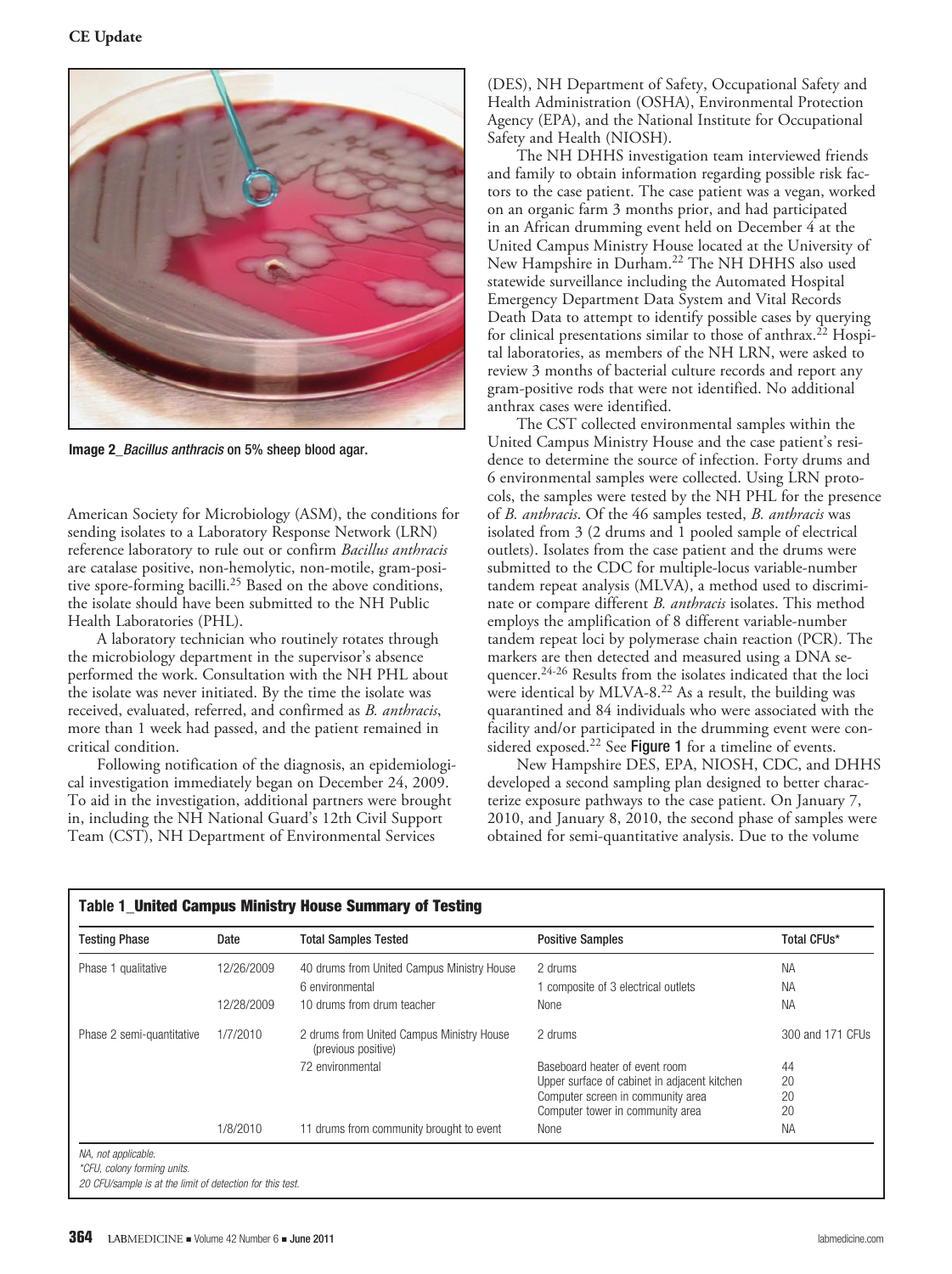Image 2_*Bacillus anthracis* on 5% sheep blood agar.

American Society for Microbiology (ASM), the conditions for sending isolates to a Laboratory Response Network (LRN) reference laboratory to rule out or confirm *Bacillus anthracis* are catalase positive, non-hemolytic, non-motile, gram-positive spore-forming bacilli.[25] Based on the above conditions, the isolate should have been submitted to the NH Public Health Laboratories (PHL).

A laboratory technician who routinely rotates through the microbiology department in the supervisor's absence performed the work. Consultation with the NH PHL about the isolate was never initiated. By the time the isolate was received, evaluated, referred, and confirmed as *B. anthracis*, more than 1 week had passed, and the patient remained in critical condition.

Following notification of the diagnosis, an epidemiological investigation immediately began on December 24, 2009. To aid in the investigation, additional partners were brought in, including the NH National Guard's 12th Civil Support Team (CST), NH Department of Environmental Services (DES), NH Department of Safety, Occupational Safety and Health Administration (OSHA), Environmental Protection Agency (EPA), and the National Institute for Occupational Safety and Health (NIOSH).

The NH DHHS investigation team interviewed friends and family to obtain information regarding possible risk factors to the case patient. The case patient was a vegan, worked on an organic farm 3 months prior, and had participated in an African drumming event held on December 4 at the United Campus Ministry House located at the University of New Hampshire in Durham.[22] The NH DHHS also used statewide surveillance including the Automated Hospital Emergency Department Data System and Vital Records Death Data to attempt to identify possible cases by querying for clinical presentations similar to those of anthrax.[22] Hospital laboratories, as members of the NH LRN, were asked to review 3 months of bacterial culture records and report any gram-positive rods that were not identified. No additional anthrax cases were identified.

The CST collected environmental samples within the United Campus Ministry House and the case patient's residence to determine the source of infection. Forty drums and 6 environmental samples were collected. Using LRN protocols, the samples were tested by the NH PHL for the presence of *B. anthracis*. Of the 46 samples tested, *B. anthracis* was isolated from 3 (2 drums and 1 pooled sample of electrical outlets). Isolates from the case patient and the drums were submitted to the CDC for multiple-locus variable-number tandem repeat analysis (MLVA), a method used to discriminate or compare different *B. anthracis* isolates. This method employs the amplification of 8 different variable-number tandem repeat loci by polymerase chain reaction (PCR). The markers are then detected and measured using a DNA sequencer.[24-26] Results from the isolates indicated that the loci were identical by MLVA-8.[22] As a result, the building was quarantined and 84 individuals who were associated with the facility and/or participated in the drumming event were considered exposed.[22] See **Figure 1** for a timeline of events.

New Hampshire DES, EPA, NIOSH, CDC, and DHHS developed a second sampling plan designed to better characterize exposure pathways to the case patient. On January 7, 2010, and January 8, 2010, the second phase of samples were obtained for semi-quantitative analysis. Due to the volume

**Table 1_United Campus Ministry House Summary of Testing**

| Testing Phase | Date | Total Samples Tested | Positive Samples | Total CFUs* |
|---|---|---|---|---|
| Phase 1 qualitative | 12/26/2009 | 40 drums from United Campus Ministry House | 2 drums | NA |
| | | 6 environmental | 1 composite of 3 electrical outlets | NA |
| | 12/28/2009 | 10 drums from drum teacher | None | NA |
| Phase 2 semi-quantitative | 1/7/2010 | 2 drums from United Campus Ministry House (previous positive) | 2 drums | 300 and 171 CFUs |
| | | 72 environmental | Baseboard heater of event room | 44 |
| | | | Upper surface of cabinet in adjacent kitchen | 20 |
| | | | Computer screen in community area | 20 |
| | | | Computer tower in community area | 20 |
| | 1/8/2010 | 11 drums from community brought to event | None | NA |

*NA, not applicable.*
*\*CFU, colony forming units.*
*20 CFU/sample is at the limit of detection for this test.*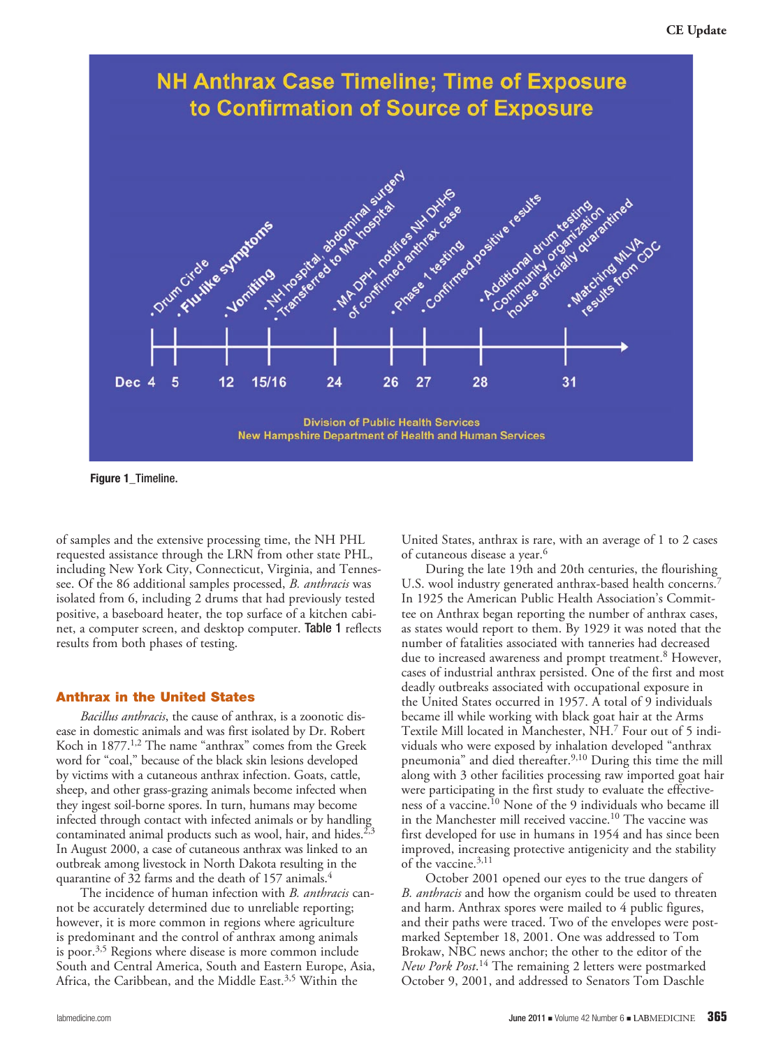**NH Anthrax Case Timeline; Time of Exposure to Confirmation of Source of Exposure**

- Dec 4: Drum Circle
- 5: Flu-like symptoms
- 12: Vomiting
- 15/16: NH hospital, abdominal surgery; Transferred to MA hospital
- 24: MA DPH notifies NH DHHS of confirmed anthrax case
- 26: Phase 1 testing
- 27: Confirmed positive results
- 28: Additional drum testing; Community organization house officially quarantined
- 31: Matching MLVA results from CDC

Division of Public Health Services
New Hampshire Department of Health and Human Services

**Figure 1**_Timeline.

of samples and the extensive processing time, the NH PHL requested assistance through the LRN from other state PHL, including New York City, Connecticut, Virginia, and Tennessee. Of the 86 additional samples processed, *B. anthracis* was isolated from 6, including 2 drums that had previously tested positive, a baseboard heater, the top surface of a kitchen cabinet, a computer screen, and desktop computer. **Table 1** reflects results from both phases of testing.

## Anthrax in the United States

*Bacillus anthracis*, the cause of anthrax, is a zoonotic disease in domestic animals and was first isolated by Dr. Robert Koch in 1877.[1,2] The name "anthrax" comes from the Greek word for "coal," because of the black skin lesions developed by victims with a cutaneous anthrax infection. Goats, cattle, sheep, and other grass-grazing animals become infected when they ingest soil-borne spores. In turn, humans may become infected through contact with infected animals or by handling contaminated animal products such as wool, hair, and hides.[2,3] In August 2000, a case of cutaneous anthrax was linked to an outbreak among livestock in North Dakota resulting in the quarantine of 32 farms and the death of 157 animals.[4]

The incidence of human infection with *B. anthracis* cannot be accurately determined due to unreliable reporting; however, it is more common in regions where agriculture is predominant and the control of anthrax among animals is poor.[3,5] Regions where disease is more common include South and Central America, South and Eastern Europe, Asia, Africa, the Caribbean, and the Middle East.[3,5] Within the United States, anthrax is rare, with an average of 1 to 2 cases of cutaneous disease a year.[6]

During the late 19th and 20th centuries, the flourishing U.S. wool industry generated anthrax-based health concerns.[7] In 1925 the American Public Health Association's Committee on Anthrax began reporting the number of anthrax cases, as states would report to them. By 1929 it was noted that the number of fatalities associated with tanneries had decreased due to increased awareness and prompt treatment.[8] However, cases of industrial anthrax persisted. One of the first and most deadly outbreaks associated with occupational exposure in the United States occurred in 1957. A total of 9 individuals became ill while working with black goat hair at the Arms Textile Mill located in Manchester, NH.[7] Four out of 5 individuals who were exposed by inhalation developed "anthrax pneumonia" and died thereafter.[9,10] During this time the mill along with 3 other facilities processing raw imported goat hair were participating in the first study to evaluate the effectiveness of a vaccine.[10] None of the 9 individuals who became ill in the Manchester mill received vaccine.[10] The vaccine was first developed for use in humans in 1954 and has since been improved, increasing protective antigenicity and the stability of the vaccine.[3,11]

October 2001 opened our eyes to the true dangers of *B. anthracis* and how the organism could be used to threaten and harm. Anthrax spores were mailed to 4 public figures, and their paths were traced. Two of the envelopes were postmarked September 18, 2001. One was addressed to Tom Brokaw, NBC news anchor; the other to the editor of the *New Pork Post*.[14] The remaining 2 letters were postmarked October 9, 2001, and addressed to Senators Tom Daschle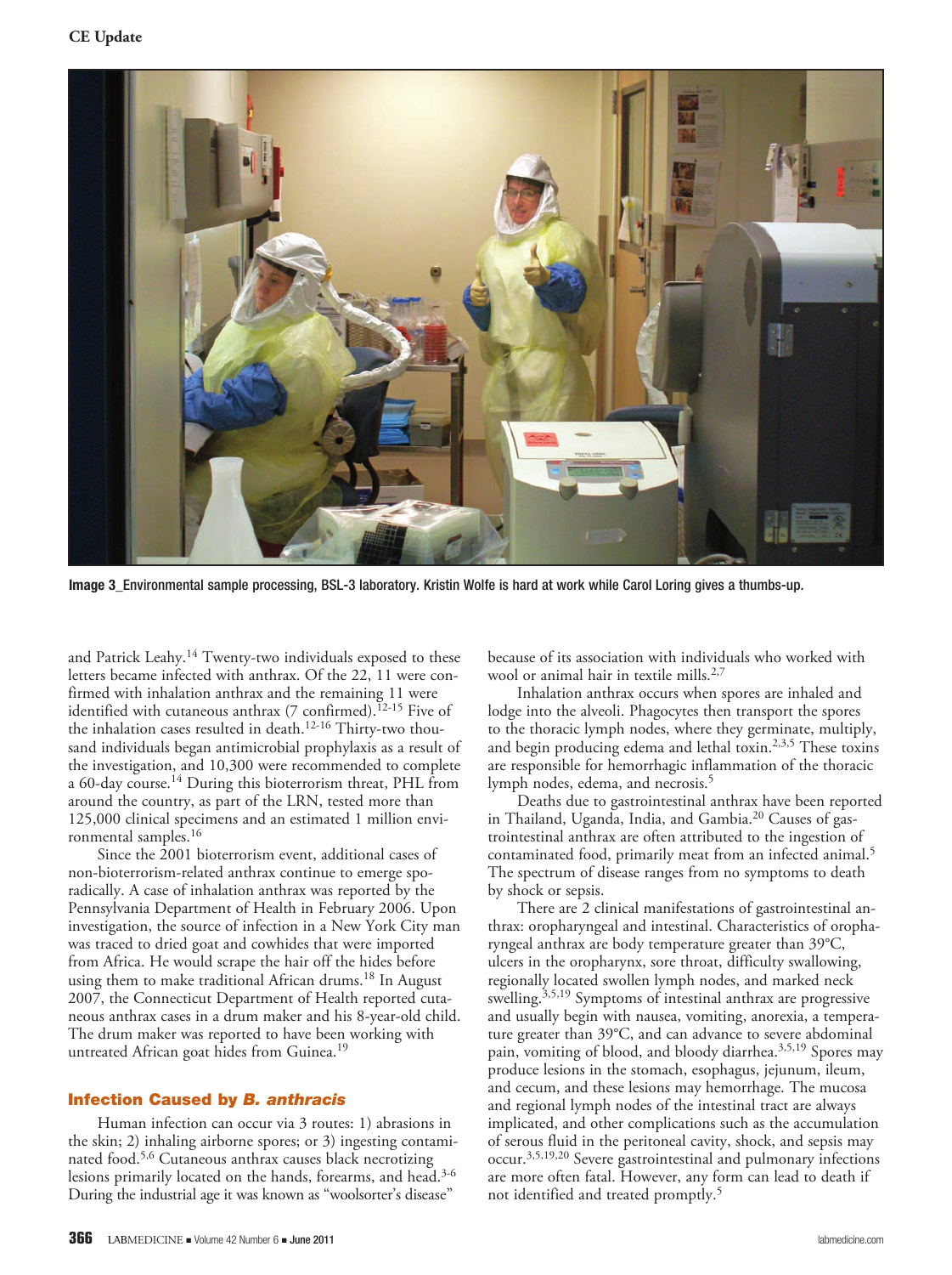Image 3_Environmental sample processing, BSL-3 laboratory. Kristin Wolfe is hard at work while Carol Loring gives a thumbs-up.

and Patrick Leahy.[14] Twenty-two individuals exposed to these letters became infected with anthrax. Of the 22, 11 were confirmed with inhalation anthrax and the remaining 11 were identified with cutaneous anthrax (7 confirmed).[12-15] Five of the inhalation cases resulted in death.[12-16] Thirty-two thousand individuals began antimicrobial prophylaxis as a result of the investigation, and 10,300 were recommended to complete a 60-day course.[14] During this bioterrorism threat, PHL from around the country, as part of the LRN, tested more than 125,000 clinical specimens and an estimated 1 million environmental samples.[16]

Since the 2001 bioterrorism event, additional cases of non-bioterrorism-related anthrax continue to emerge sporadically. A case of inhalation anthrax was reported by the Pennsylvania Department of Health in February 2006. Upon investigation, the source of infection in a New York City man was traced to dried goat and cowhides that were imported from Africa. He would scrape the hair off the hides before using them to make traditional African drums.[18] In August 2007, the Connecticut Department of Health reported cutaneous anthrax cases in a drum maker and his 8-year-old child. The drum maker was reported to have been working with untreated African goat hides from Guinea.[19]

## Infection Caused by *B. anthracis*

Human infection can occur via 3 routes: 1) abrasions in the skin; 2) inhaling airborne spores; or 3) ingesting contaminated food.[5,6] Cutaneous anthrax causes black necrotizing lesions primarily located on the hands, forearms, and head.[3-6] During the industrial age it was known as "woolsorter's disease" because of its association with individuals who worked with wool or animal hair in textile mills.[2,7]

Inhalation anthrax occurs when spores are inhaled and lodge into the alveoli. Phagocytes then transport the spores to the thoracic lymph nodes, where they germinate, multiply, and begin producing edema and lethal toxin.[2,3,5] These toxins are responsible for hemorrhagic inflammation of the thoracic lymph nodes, edema, and necrosis.[5]

Deaths due to gastrointestinal anthrax have been reported in Thailand, Uganda, India, and Gambia.[20] Causes of gastrointestinal anthrax are often attributed to the ingestion of contaminated food, primarily meat from an infected animal.[5] The spectrum of disease ranges from no symptoms to death by shock or sepsis.

There are 2 clinical manifestations of gastrointestinal anthrax: oropharyngeal and intestinal. Characteristics of oropharyngeal anthrax are body temperature greater than 39°C, ulcers in the oropharynx, sore throat, difficulty swallowing, regionally located swollen lymph nodes, and marked neck swelling.[3,5,19] Symptoms of intestinal anthrax are progressive and usually begin with nausea, vomiting, anorexia, a temperature greater than 39°C, and can advance to severe abdominal pain, vomiting of blood, and bloody diarrhea.[3,5,19] Spores may produce lesions in the stomach, esophagus, jejunum, ileum, and cecum, and these lesions may hemorrhage. The mucosa and regional lymph nodes of the intestinal tract are always implicated, and other complications such as the accumulation of serous fluid in the peritoneal cavity, shock, and sepsis may occur.[3,5,19,20] Severe gastrointestinal and pulmonary infections are more often fatal. However, any form can lead to death if not identified and treated promptly.[5]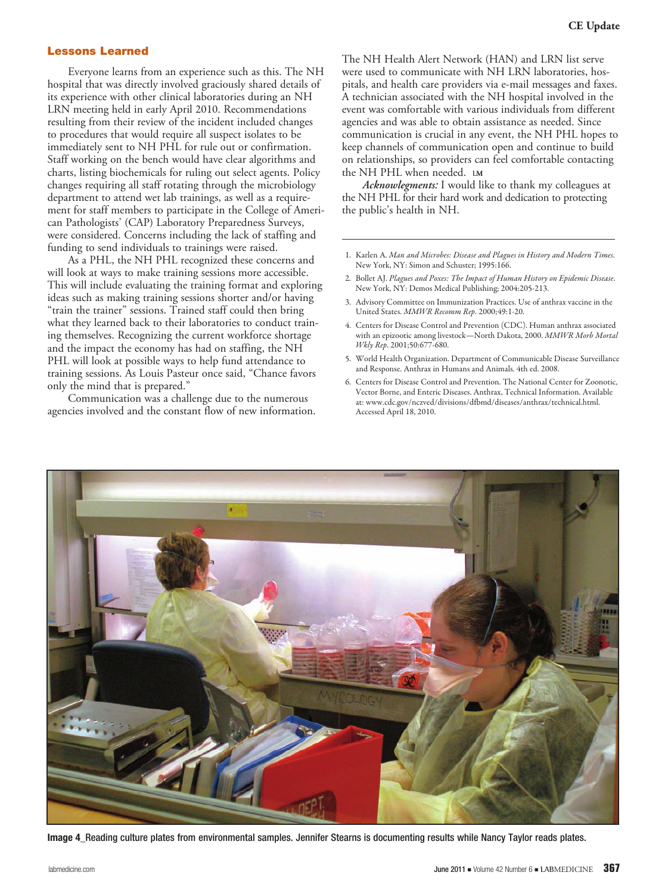## Lessons Learned

Everyone learns from an experience such as this. The NH hospital that was directly involved graciously shared details of its experience with other clinical laboratories during an NH LRN meeting held in early April 2010. Recommendations resulting from their review of the incident included changes to procedures that would require all suspect isolates to be immediately sent to NH PHL for rule out or confirmation. Staff working on the bench would have clear algorithms and charts, listing biochemicals for ruling out select agents. Policy changes requiring all staff rotating through the microbiology department to attend wet lab trainings, as well as a requirement for staff members to participate in the College of American Pathologists' (CAP) Laboratory Preparedness Surveys, were considered. Concerns including the lack of staffing and funding to send individuals to trainings were raised.

As a PHL, the NH PHL recognized these concerns and will look at ways to make training sessions more accessible. This will include evaluating the training format and exploring ideas such as making training sessions shorter and/or having "train the trainer" sessions. Trained staff could then bring what they learned back to their laboratories to conduct training themselves. Recognizing the current workforce shortage and the impact the economy has had on staffing, the NH PHL will look at possible ways to help fund attendance to training sessions. As Louis Pasteur once said, "Chance favors only the mind that is prepared."

Communication was a challenge due to the numerous agencies involved and the constant flow of new information. The NH Health Alert Network (HAN) and LRN list serve were used to communicate with NH LRN laboratories, hospitals, and health care providers via e-mail messages and faxes. A technician associated with the NH hospital involved in the event was comfortable with various individuals from different agencies and was able to obtain assistance as needed. Since communication is crucial in any event, the NH PHL hopes to keep channels of communication open and continue to build on relationships, so providers can feel comfortable contacting the NH PHL when needed. LM

*Acknowlegments:* I would like to thank my colleagues at the NH PHL for their hard work and dedication to protecting the public's health in NH.

1. Karlen A. *Man and Microbes: Disease and Plagues in History and Modern Times*. New York, NY: Simon and Schuster; 1995:166.
2. Bollet AJ. *Plagues and Poxes: The Impact of Human History on Epidemic Disease*. New York, NY: Demos Medical Publishing; 2004:205-213.
3. Advisory Committee on Immunization Practices. Use of anthrax vaccine in the United States. *MMWR Recomm Rep*. 2000;49:1-20.
4. Centers for Disease Control and Prevention (CDC). Human anthrax associated with an epizootic among livestock—North Dakota, 2000. *MMWR Morb Mortal Wkly Rep*. 2001;50:677-680.
5. World Health Organization. Department of Communicable Disease Surveillance and Response. Anthrax in Humans and Animals. 4th ed. 2008.
6. Centers for Disease Control and Prevention. The National Center for Zoonotic, Vector Borne, and Enteric Diseases. Anthrax, Technical Information. Available at: www.cdc.gov/nczved/divisions/dfbmd/diseases/anthrax/technical.html. Accessed April 18, 2010.

**Image 4_Reading culture plates from environmental samples. Jennifer Stearns is documenting results while Nancy Taylor reads plates.**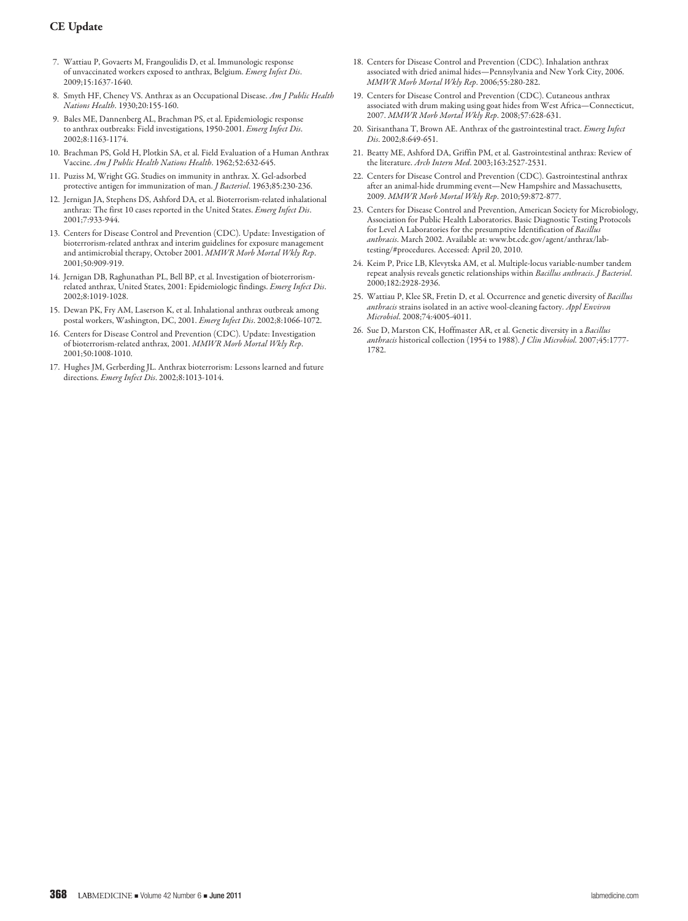7. Wattiau P, Govaerts M, Frangoulidis D, et al. Immunologic response of unvaccinated workers exposed to anthrax, Belgium. *Emerg Infect Dis*. 2009;15:1637-1640.
8. Smyth HF, Cheney VS. Anthrax as an Occupational Disease. *Am J Public Health Nations Health*. 1930;20:155-160.
9. Bales ME, Dannenberg AL, Brachman PS, et al. Epidemiologic response to anthrax outbreaks: Field investigations, 1950-2001. *Emerg Infect Dis*. 2002;8:1163-1174.
10. Brachman PS, Gold H, Plotkin SA, et al. Field Evaluation of a Human Anthrax Vaccine. *Am J Public Health Nations Health*. 1962;52:632-645.
11. Puziss M, Wright GG. Studies on immunity in anthrax. X. Gel-adsorbed protective antigen for immunization of man. *J Bacteriol*. 1963;85:230-236.
12. Jernigan JA, Stephens DS, Ashford DA, et al. Bioterrorism-related inhalational anthrax: The first 10 cases reported in the United States. *Emerg Infect Dis*. 2001;7:933-944.
13. Centers for Disease Control and Prevention (CDC). Update: Investigation of bioterrorism-related anthrax and interim guidelines for exposure management and antimicrobial therapy, October 2001. *MMWR Morb Mortal Wkly Rep*. 2001;50:909-919.
14. Jernigan DB, Raghunathan PL, Bell BP, et al. Investigation of bioterrorism-related anthrax, United States, 2001: Epidemiologic findings. *Emerg Infect Dis*. 2002;8:1019-1028.
15. Dewan PK, Fry AM, Laserson K, et al. Inhalational anthrax outbreak among postal workers, Washington, DC, 2001. *Emerg Infect Dis*. 2002;8:1066-1072.
16. Centers for Disease Control and Prevention (CDC). Update: Investigation of bioterrorism-related anthrax, 2001. *MMWR Morb Mortal Wkly Rep*. 2001;50:1008-1010.
17. Hughes JM, Gerberding JL. Anthrax bioterrorism: Lessons learned and future directions. *Emerg Infect Dis*. 2002;8:1013-1014.
18. Centers for Disease Control and Prevention (CDC). Inhalation anthrax associated with dried animal hides—Pennsylvania and New York City, 2006. *MMWR Morb Mortal Wkly Rep*. 2006;55:280-282.
19. Centers for Disease Control and Prevention (CDC). Cutaneous anthrax associated with drum making using goat hides from West Africa—Connecticut, 2007. *MMWR Morb Mortal Wkly Rep*. 2008;57:628-631.
20. Sirisanthana T, Brown AE. Anthrax of the gastrointestinal tract. *Emerg Infect Dis*. 2002;8:649-651.
21. Beatty ME, Ashford DA, Griffin PM, et al. Gastrointestinal anthrax: Review of the literature. *Arch Intern Med*. 2003;163:2527-2531.
22. Centers for Disease Control and Prevention (CDC). Gastrointestinal anthrax after an animal-hide drumming event—New Hampshire and Massachusetts, 2009. *MMWR Morb Mortal Wkly Rep*. 2010;59:872-877.
23. Centers for Disease Control and Prevention, American Society for Microbiology, Association for Public Health Laboratories. Basic Diagnostic Testing Protocols for Level A Laboratories for the presumptive Identification of *Bacillus anthracis*. March 2002. Available at: www.bt.cdc.gov/agent/anthrax/lab-testing/#procedures. Accessed: April 20, 2010.
24. Keim P, Price LB, Klevytska AM, et al. Multiple-locus variable-number tandem repeat analysis reveals genetic relationships within *Bacillus anthracis*. *J Bacteriol*. 2000;182:2928-2936.
25. Wattiau P, Klee SR, Fretin D, et al. Occurrence and genetic diversity of *Bacillus anthracis* strains isolated in an active wool-cleaning factory. *Appl Environ Microbiol*. 2008;74:4005-4011.
26. Sue D, Marston CK, Hoffmaster AR, et al. Genetic diversity in a *Bacillus anthracis* historical collection (1954 to 1988). *J Clin Microbiol*. 2007;45:1777-1782.